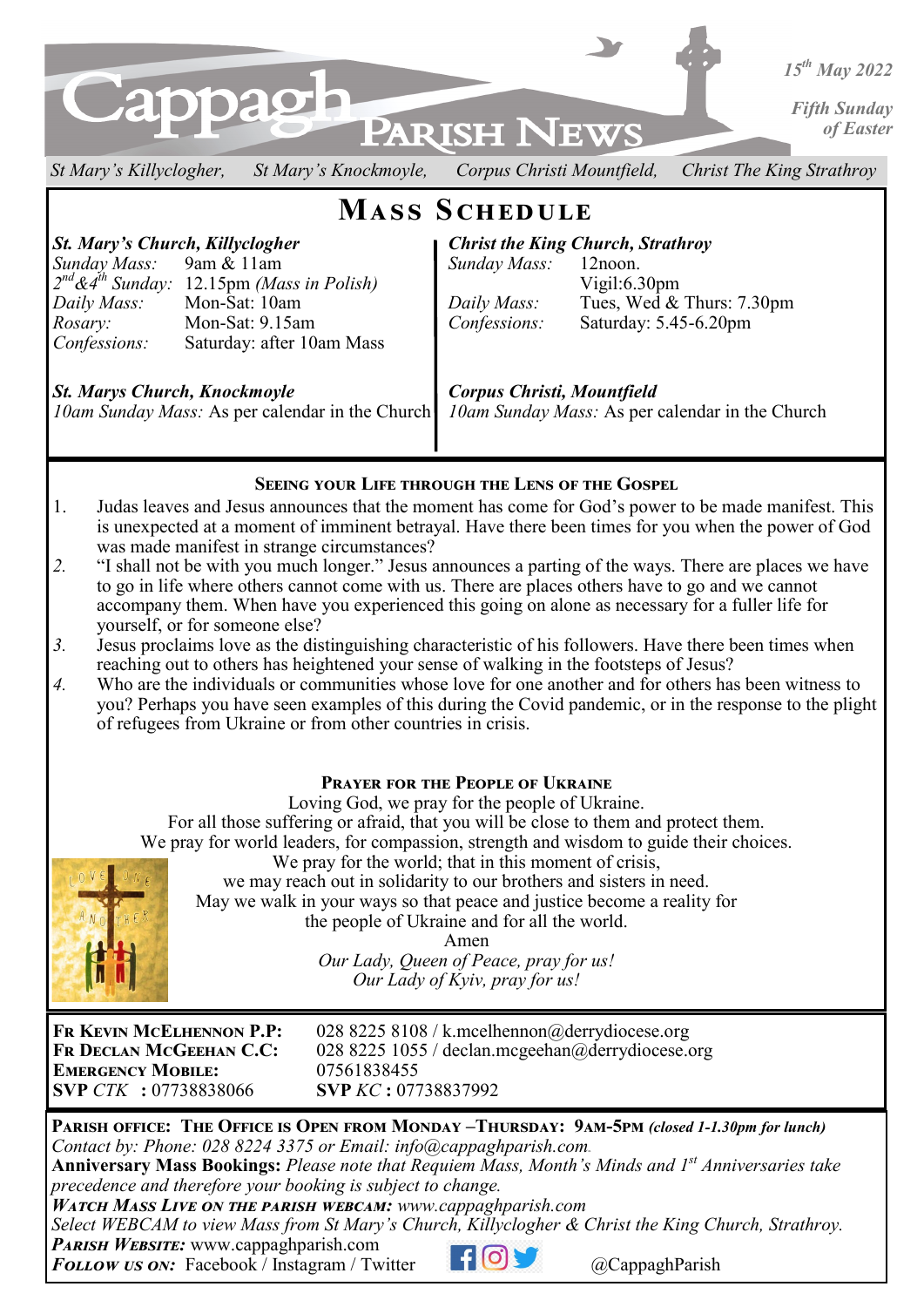# Cappagh Parish News

*15th May 2022*

*Fifth Sunday of Easter*

*St Mary's Killyclogher, St Mary's Knockmoyle, Corpus Christi Mountfield, Christ The King Strathroy*

## Mass Schedule

***St. Mary's Church, Killyclogher***

| | |
|---|---|
| *Sunday Mass:* | 9am & 11am |
| *2nd&4th Sunday:* | 12.15pm *(Mass in Polish)* |
| *Daily Mass:* | Mon-Sat: 10am |
| *Rosary:* | Mon-Sat: 9.15am |
| *Confessions:* | Saturday: after 10am Mass |

***Christ the King Church, Strathroy***

| | |
|---|---|
| *Sunday Mass:* | 12noon. |
| | Vigil:6.30pm |
| *Daily Mass:* | Tues, Wed & Thurs: 7.30pm |
| *Confessions:* | Saturday: 5.45-6.20pm |

***St. Marys Church, Knockmoyle***

*10am Sunday Mass:* As per calendar in the Church

***Corpus Christi, Mountfield***

*10am Sunday Mass:* As per calendar in the Church

### Seeing your Life through the Lens of the Gospel

1. Judas leaves and Jesus announces that the moment has come for God's power to be made manifest. This is unexpected at a moment of imminent betrayal. Have there been times for you when the power of God was made manifest in strange circumstances?
2. "I shall not be with you much longer." Jesus announces a parting of the ways. There are places we have to go in life where others cannot come with us. There are places others have to go and we cannot accompany them. When have you experienced this going on alone as necessary for a fuller life for yourself, or for someone else?
3. Jesus proclaims love as the distinguishing characteristic of his followers. Have there been times when reaching out to others has heightened your sense of walking in the footsteps of Jesus?
4. Who are the individuals or communities whose love for one another and for others has been witness to you? Perhaps you have seen examples of this during the Covid pandemic, or in the response to the plight of refugees from Ukraine or from other countries in crisis.

### Prayer for the People of Ukraine

Loving God, we pray for the people of Ukraine.
For all those suffering or afraid, that you will be close to them and protect them.
We pray for world leaders, for compassion, strength and wisdom to guide their choices.
We pray for the world; that in this moment of crisis,
we may reach out in solidarity to our brothers and sisters in need.
May we walk in your ways so that peace and justice become a reality for
the people of Ukraine and for all the world.
Amen
*Our Lady, Queen of Peace, pray for us!*
*Our Lady of Kyiv, pray for us!*

| | |
|---|---|
| **Fr Kevin McElhennon P.P:** | 028 8225 8108 / k.mcelhennon@derrydiocese.org |
| **Fr Declan McGeehan C.C:** | 028 8225 1055 / declan.mcgeehan@derrydiocese.org |
| **Emergency Mobile:** | 07561838455 |
| **SVP** *CTK* **:** 07738838066 | **SVP** *KC* **:** 07738837992 |

**Parish Office: The Office is Open from Monday –Thursday: 9am-5pm** ***(closed 1-1.30pm for lunch)***
*Contact by: Phone: 028 8224 3375 or Email: info@cappaghparish.com.*
**Anniversary Mass Bookings:** *Please note that Requiem Mass, Month's Minds and 1st Anniversaries take precedence and therefore your booking is subject to change.*
***Watch Mass Live on the parish webcam:*** *www.cappaghparish.com*
*Select WEBCAM to view Mass from St Mary's Church, Killyclogher & Christ the King Church, Strathroy.*
***Parish Website:*** www.cappaghparish.com
***Follow us on:*** Facebook / Instagram / Twitter @CappaghParish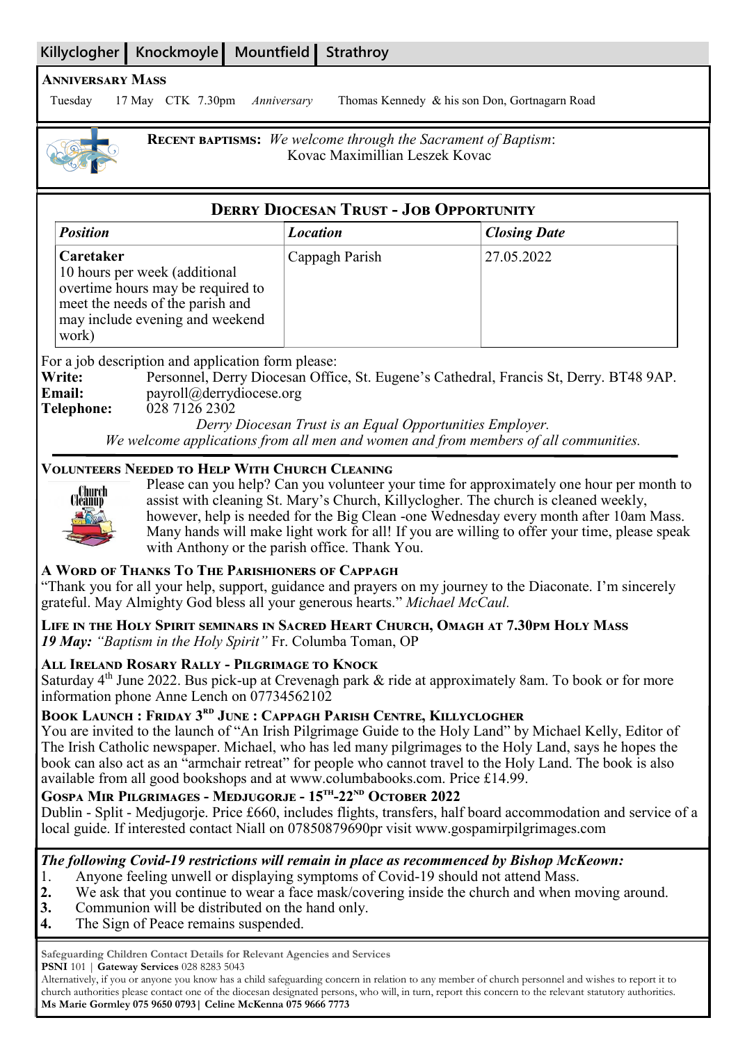Killyclogher | Knockmoyle | Mountfield | Strathroy

## Anniversary Mass

Tuesday 17 May CTK 7.30pm *Anniversary* Thomas Kennedy & his son Don, Gortnagarn Road

**Recent baptisms:** *We welcome through the Sacrament of Baptism*:
Kovac Maximillian Leszek Kovac

## Derry Diocesan Trust - Job Opportunity

| *Position* | *Location* | *Closing Date* |
|---|---|---|
| **Caretaker** 10 hours per week (additional overtime hours may be required to meet the needs of the parish and may include evening and weekend work) | Cappagh Parish | 27.05.2022 |

For a job description and application form please:
**Write:** Personnel, Derry Diocesan Office, St. Eugene's Cathedral, Francis St, Derry. BT48 9AP.
**Email:** payroll@derrydiocese.org
**Telephone:** 028 7126 2302

*Derry Diocesan Trust is an Equal Opportunities Employer.*
*We welcome applications from all men and women and from members of all communities.*

## Volunteers Needed to Help With Church Cleaning

Please can you help? Can you volunteer your time for approximately one hour per month to assist with cleaning St. Mary's Church, Killyclogher. The church is cleaned weekly, however, help is needed for the Big Clean -one Wednesday every month after 10am Mass. Many hands will make light work for all! If you are willing to offer your time, please speak with Anthony or the parish office. Thank You.

## A Word of Thanks To The Parishioners of Cappagh

"Thank you for all your help, support, guidance and prayers on my journey to the Diaconate. I'm sincerely grateful. May Almighty God bless all your generous hearts." *Michael McCaul.*

## Life in the Holy Spirit seminars in Sacred Heart Church, Omagh at 7.30pm Holy Mass

***19 May:*** *"Baptism in the Holy Spirit"* Fr. Columba Toman, OP

## All Ireland Rosary Rally - Pilgrimage to Knock

Saturday 4th June 2022. Bus pick-up at Crevenagh park & ride at approximately 8am. To book or for more information phone Anne Lench on 07734562102

## Book Launch : Friday 3rd June : Cappagh Parish Centre, Killyclogher

You are invited to the launch of "An Irish Pilgrimage Guide to the Holy Land" by Michael Kelly, Editor of The Irish Catholic newspaper. Michael, who has led many pilgrimages to the Holy Land, says he hopes the book can also act as an "armchair retreat" for people who cannot travel to the Holy Land. The book is also available from all good bookshops and at www.columbabooks.com. Price £14.99.

## Gospa Mir Pilgrimages - Medjugorje - 15th-22nd October 2022

Dublin - Split - Medjugorje. Price £660, includes flights, transfers, half board accommodation and service of a local guide. If interested contact Niall on 07850879690pr visit www.gospamirpilgrimages.com

***The following Covid-19 restrictions will remain in place as recommenced by Bishop McKeown:***

1. Anyone feeling unwell or displaying symptoms of Covid-19 should not attend Mass.
2. We ask that you continue to wear a face mask/covering inside the church and when moving around.
3. Communion will be distributed on the hand only.
4. The Sign of Peace remains suspended.

**Safeguarding Children Contact Details for Relevant Agencies and Services**
**PSNI** 101 | **Gateway Services** 028 8283 5043
Alternatively, if you or anyone you know has a child safeguarding concern in relation to any member of church personnel and wishes to report it to church authorities please contact one of the diocesan designated persons, who will, in turn, report this concern to the relevant statutory authorities.
**Ms Marie Gormley 075 9650 0793| Celine McKenna 075 9666 7773**